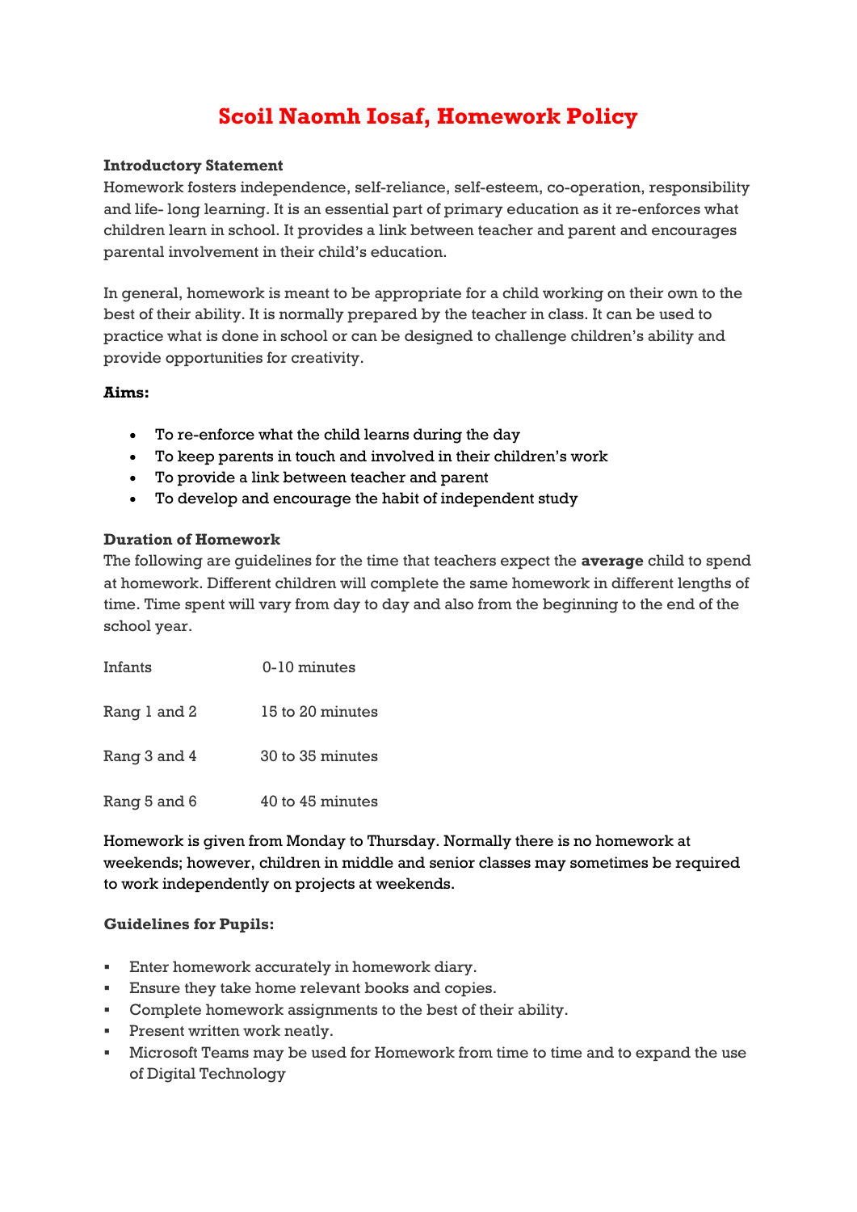# Scoil Naomh Iosaf, Homework Policy

**Introductory Statement**

Homework fosters independence, self-reliance, self-esteem, co-operation, responsibility and life- long learning. It is an essential part of primary education as it re-enforces what children learn in school. It provides a link between teacher and parent and encourages parental involvement in their child's education.

In general, homework is meant to be appropriate for a child working on their own to the best of their ability. It is normally prepared by the teacher in class. It can be used to practice what is done in school or can be designed to challenge children's ability and provide opportunities for creativity.

**Aims:**

- To re-enforce what the child learns during the day
- To keep parents in touch and involved in their children's work
- To provide a link between teacher and parent
- To develop and encourage the habit of independent study

**Duration of Homework**

The following are guidelines for the time that teachers expect the **average** child to spend at homework. Different children will complete the same homework in different lengths of time. Time spent will vary from day to day and also from the beginning to the end of the school year.

| | |
|---|---|
| Infants | 0-10 minutes |
| Rang 1 and 2 | 15 to 20 minutes |
| Rang 3 and 4 | 30 to 35 minutes |
| Rang 5 and 6 | 40 to 45 minutes |

Homework is given from Monday to Thursday. Normally there is no homework at weekends; however, children in middle and senior classes may sometimes be required to work independently on projects at weekends.

**Guidelines for Pupils:**

- Enter homework accurately in homework diary.
- Ensure they take home relevant books and copies.
- Complete homework assignments to the best of their ability.
- Present written work neatly.
- Microsoft Teams may be used for Homework from time to time and to expand the use of Digital Technology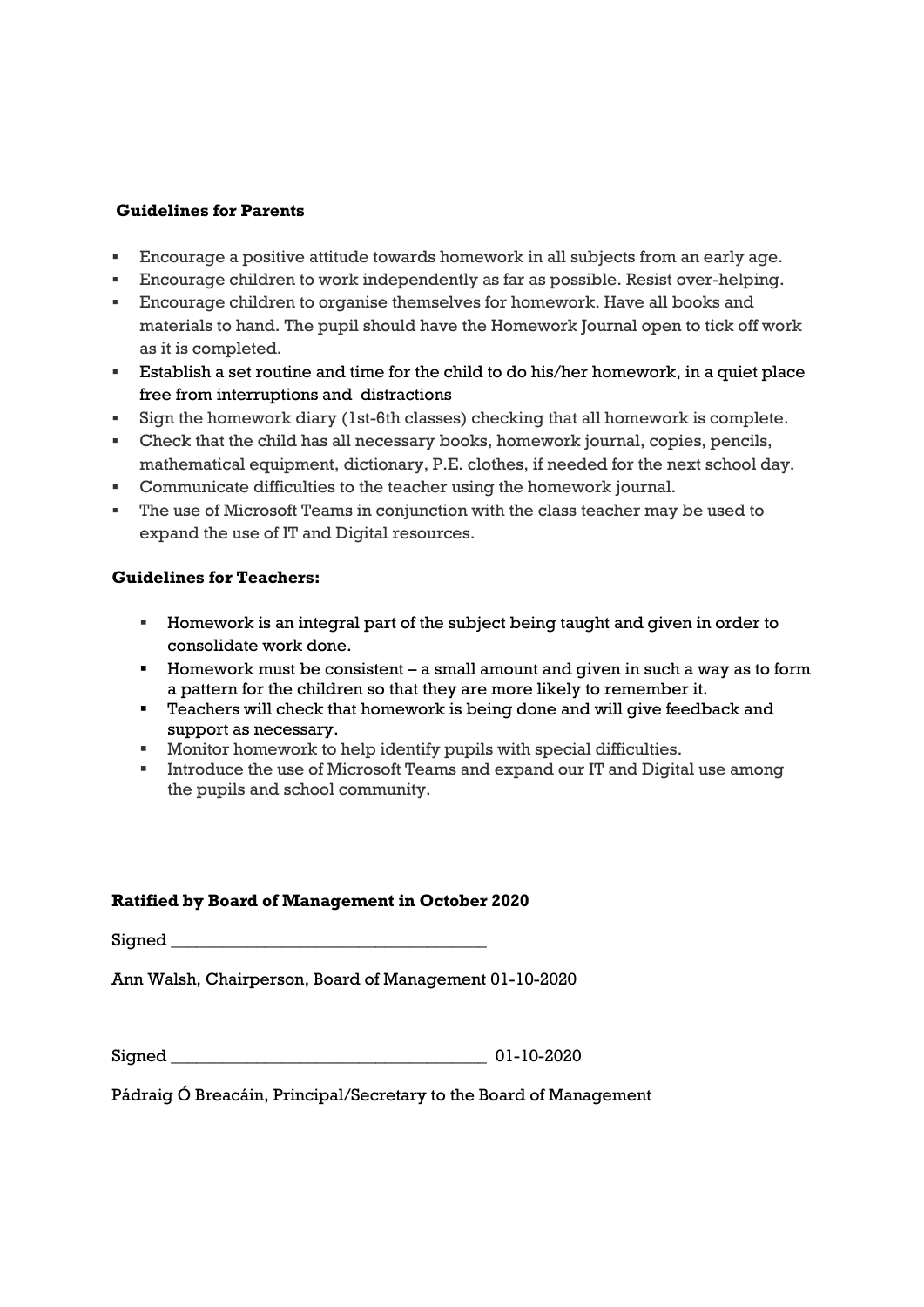**Guidelines for Parents**

- Encourage a positive attitude towards homework in all subjects from an early age.
- Encourage children to work independently as far as possible. Resist over-helping.
- Encourage children to organise themselves for homework. Have all books and materials to hand. The pupil should have the Homework Journal open to tick off work as it is completed.
- Establish a set routine and time for the child to do his/her homework, in a quiet place free from interruptions and distractions
- Sign the homework diary (1st-6th classes) checking that all homework is complete.
- Check that the child has all necessary books, homework journal, copies, pencils, mathematical equipment, dictionary, P.E. clothes, if needed for the next school day.
- Communicate difficulties to the teacher using the homework journal.
- The use of Microsoft Teams in conjunction with the class teacher may be used to expand the use of IT and Digital resources.

**Guidelines for Teachers:**

- Homework is an integral part of the subject being taught and given in order to consolidate work done.
- Homework must be consistent – a small amount and given in such a way as to form a pattern for the children so that they are more likely to remember it.
- Teachers will check that homework is being done and will give feedback and support as necessary.
- Monitor homework to help identify pupils with special difficulties.
- Introduce the use of Microsoft Teams and expand our IT and Digital use among the pupils and school community.

**Ratified by Board of Management in October 2020**

Signed ___________________________________

Ann Walsh, Chairperson, Board of Management 01-10-2020

Signed ___________________________________ 01-10-2020

Pádraig Ó Breacáin, Principal/Secretary to the Board of Management